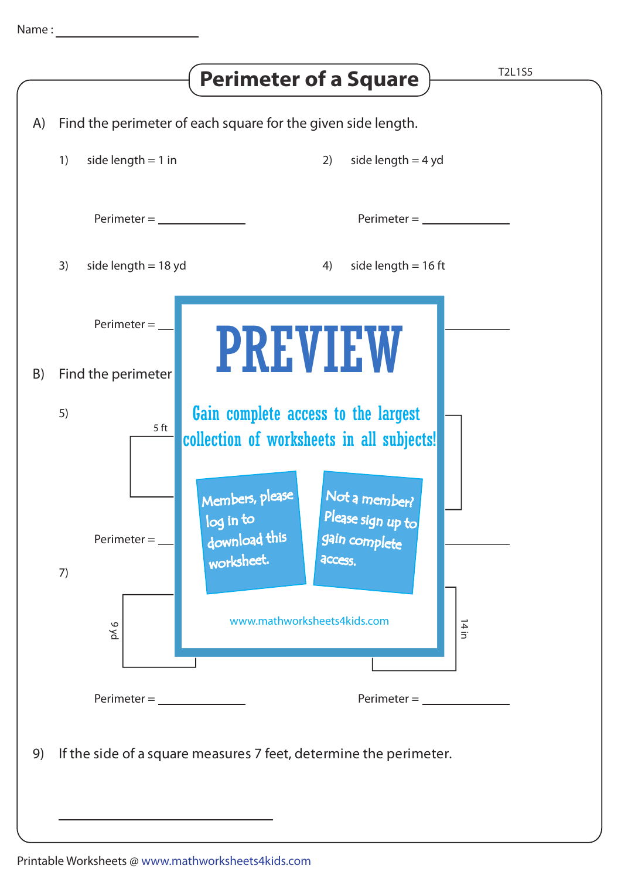Name : ____________________

# Perimeter of a Square

T2L1S5

A) Find the perimeter of each square for the given side length.

1) side length = 1 in

Perimeter = ____________

2) side length = 4 yd

Perimeter = ____________

3) side length = 18 yd

Perimeter = ____________

4) side length = 16 ft

Perimeter = ____________

B) Find the perimeter

5) 5 ft

Perimeter = ____________

7) 9 yd

Perimeter = ____________

14 in

Perimeter = ____________

PREVIEW

Gain complete access to the largest collection of worksheets in all subjects!

Members, please log in to download this worksheet.

Not a member? Please sign up to gain complete access.

www.mathworksheets4kids.com

9) If the side of a square measures 7 feet, determine the perimeter.

____________________

Printable Worksheets @ www.mathworksheets4kids.com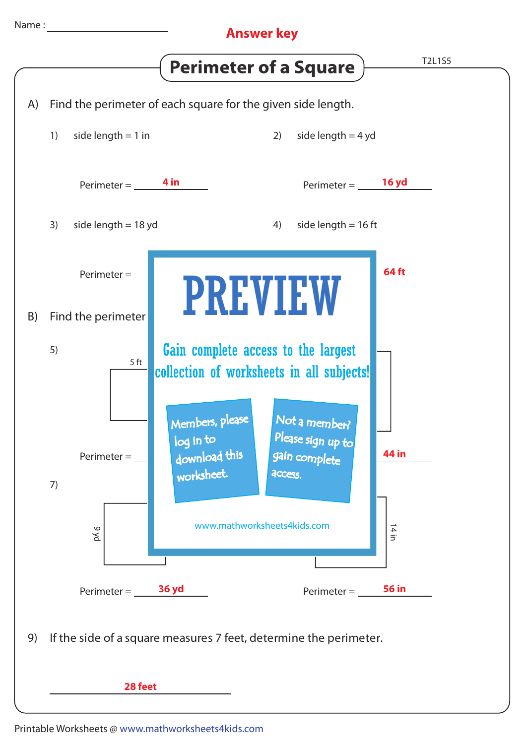Name : ____________________

**Answer key**

# Perimeter of a Square

T2L1S5

A) Find the perimeter of each square for the given side length.

1) side length = 1 in

Perimeter = **4 in**

2) side length = 4 yd

Perimeter = **16 yd**

3) side length = 18 yd

Perimeter = ____

4) side length = 16 ft

Perimeter = **64 ft**

B) Find the perimeter

5)

5 ft

Perimeter = ____

6)

Perimeter = **44 in**

7)

9 yd

Perimeter = **36 yd**

8)

14 in

Perimeter = **56 in**

PREVIEW

Gain complete access to the largest collection of worksheets in all subjects!

Members, please log in to download this worksheet.

Not a member? Please sign up to gain complete access.

www.mathworksheets4kids.com

9) If the side of a square measures 7 feet, determine the perimeter.

**28 feet**

Printable Worksheets @ www.mathworksheets4kids.com